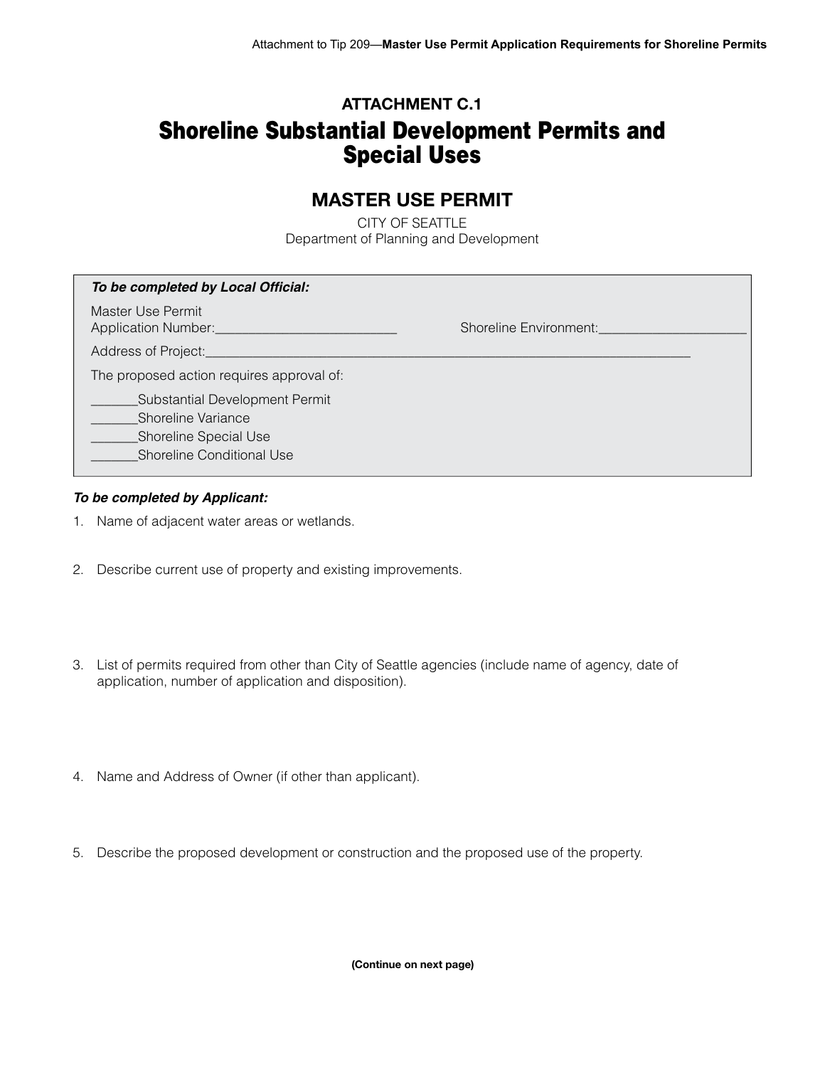## ATTACHMENT C.1

# Shoreline Substantial Development Permits and Special Uses

## MASTER USE PERMIT

CITY OF SEATTLE
Department of Planning and Development

***To be completed by Local Official:***

Master Use Permit
Application Number:_________________________ Shoreline Environment:_____________________

Address of Project:_______________________________________________________________________

The proposed action requires approval of:

_______Substantial Development Permit
_______Shoreline Variance
_______Shoreline Special Use
_______Shoreline Conditional Use

***To be completed by Applicant:***

1. Name of adjacent water areas or wetlands.

2. Describe current use of property and existing improvements.

3. List of permits required from other than City of Seattle agencies (include name of agency, date of application, number of application and disposition).

4. Name and Address of Owner (if other than applicant).

5. Describe the proposed development or construction and the proposed use of the property.

**(Continue on next page)**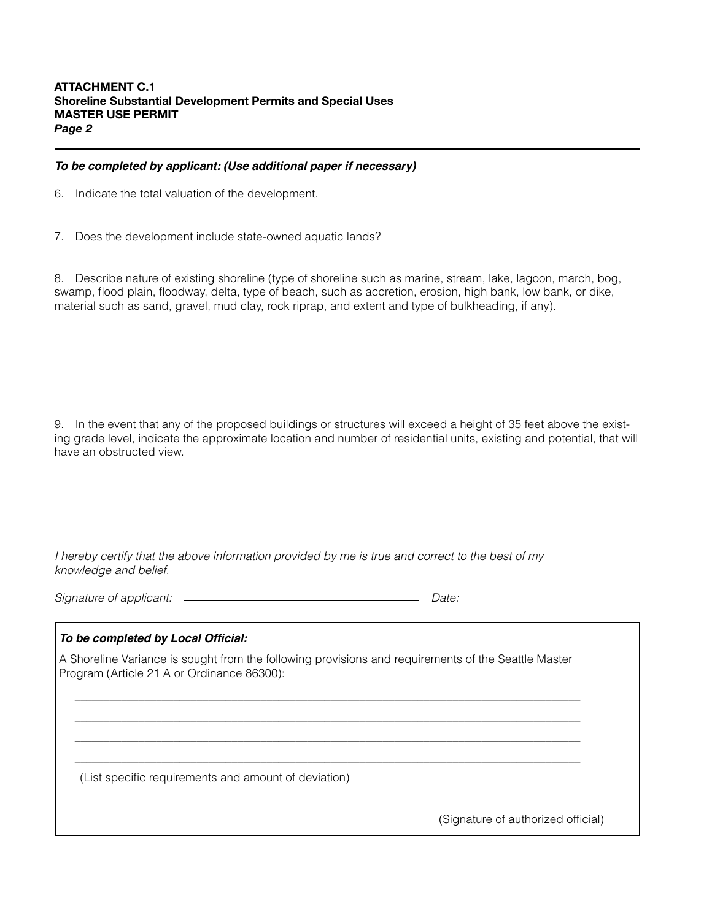**ATTACHMENT C.1**
**Shoreline Substantial Development Permits and Special Uses**
**MASTER USE PERMIT**
***Page 2***

---

***To be completed by applicant: (Use additional paper if necessary)***

6. Indicate the total valuation of the development.

7. Does the development include state-owned aquatic lands?

8. Describe nature of existing shoreline (type of shoreline such as marine, stream, lake, lagoon, march, bog, swamp, flood plain, floodway, delta, type of beach, such as accretion, erosion, high bank, low bank, or dike, material such as sand, gravel, mud clay, rock riprap, and extent and type of bulkheading, if any).

9. In the event that any of the proposed buildings or structures will exceed a height of 35 feet above the existing grade level, indicate the approximate location and number of residential units, existing and potential, that will have an obstructed view.

*I hereby certify that the above information provided by me is true and correct to the best of my knowledge and belief.*

*Signature of applicant:* ______________________ *Date:* ______________________

***To be completed by Local Official:***

A Shoreline Variance is sought from the following provisions and requirements of the Seattle Master Program (Article 21 A or Ordinance 86300):

______________________________________________________________________________

______________________________________________________________________________

______________________________________________________________________________

______________________________________________________________________________

(List specific requirements and amount of deviation)

______________________________
(Signature of authorized official)